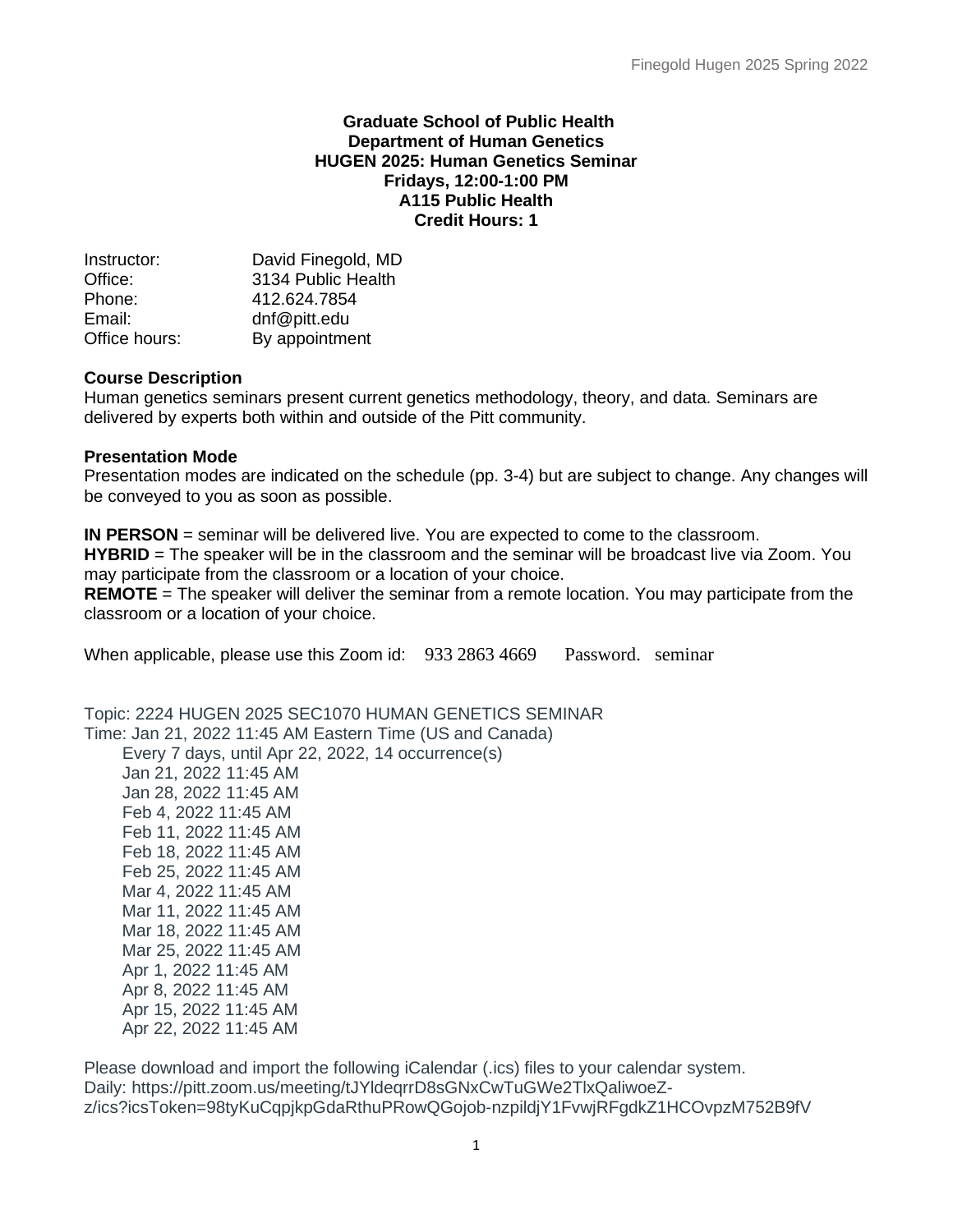**Graduate School of Public Health**
**Department of Human Genetics**
**HUGEN 2025: Human Genetics Seminar**
**Fridays, 12:00-1:00 PM**
**A115 Public Health**
**Credit Hours: 1**

| | |
|---|---|
| Instructor: | David Finegold, MD |
| Office: | 3134 Public Health |
| Phone: | 412.624.7854 |
| Email: | dnf@pitt.edu |
| Office hours: | By appointment |

**Course Description**

Human genetics seminars present current genetics methodology, theory, and data. Seminars are delivered by experts both within and outside of the Pitt community.

**Presentation Mode**

Presentation modes are indicated on the schedule (pp. 3-4) but are subject to change. Any changes will be conveyed to you as soon as possible.

**IN PERSON** = seminar will be delivered live. You are expected to come to the classroom.
**HYBRID** = The speaker will be in the classroom and the seminar will be broadcast live via Zoom. You may participate from the classroom or a location of your choice.
**REMOTE** = The speaker will deliver the seminar from a remote location. You may participate from the classroom or a location of your choice.

When applicable, please use this Zoom id: 933 2863 4669 Password. seminar

Topic: 2224 HUGEN 2025 SEC1070 HUMAN GENETICS SEMINAR
Time: Jan 21, 2022 11:45 AM Eastern Time (US and Canada)
Every 7 days, until Apr 22, 2022, 14 occurrence(s)
Jan 21, 2022 11:45 AM
Jan 28, 2022 11:45 AM
Feb 4, 2022 11:45 AM
Feb 11, 2022 11:45 AM
Feb 18, 2022 11:45 AM
Feb 25, 2022 11:45 AM
Mar 4, 2022 11:45 AM
Mar 11, 2022 11:45 AM
Mar 18, 2022 11:45 AM
Mar 25, 2022 11:45 AM
Apr 1, 2022 11:45 AM
Apr 8, 2022 11:45 AM
Apr 15, 2022 11:45 AM
Apr 22, 2022 11:45 AM

Please download and import the following iCalendar (.ics) files to your calendar system.
Daily: https://pitt.zoom.us/meeting/tJYldeqrrD8sGNxCwTuGWe2TlxQaliwoeZ-z/ics?icsToken=98tyKuCqpjkpGdaRthuPRowQGojob-nzpildjY1FvwjRFgdkZ1HCOvpzM752B9fV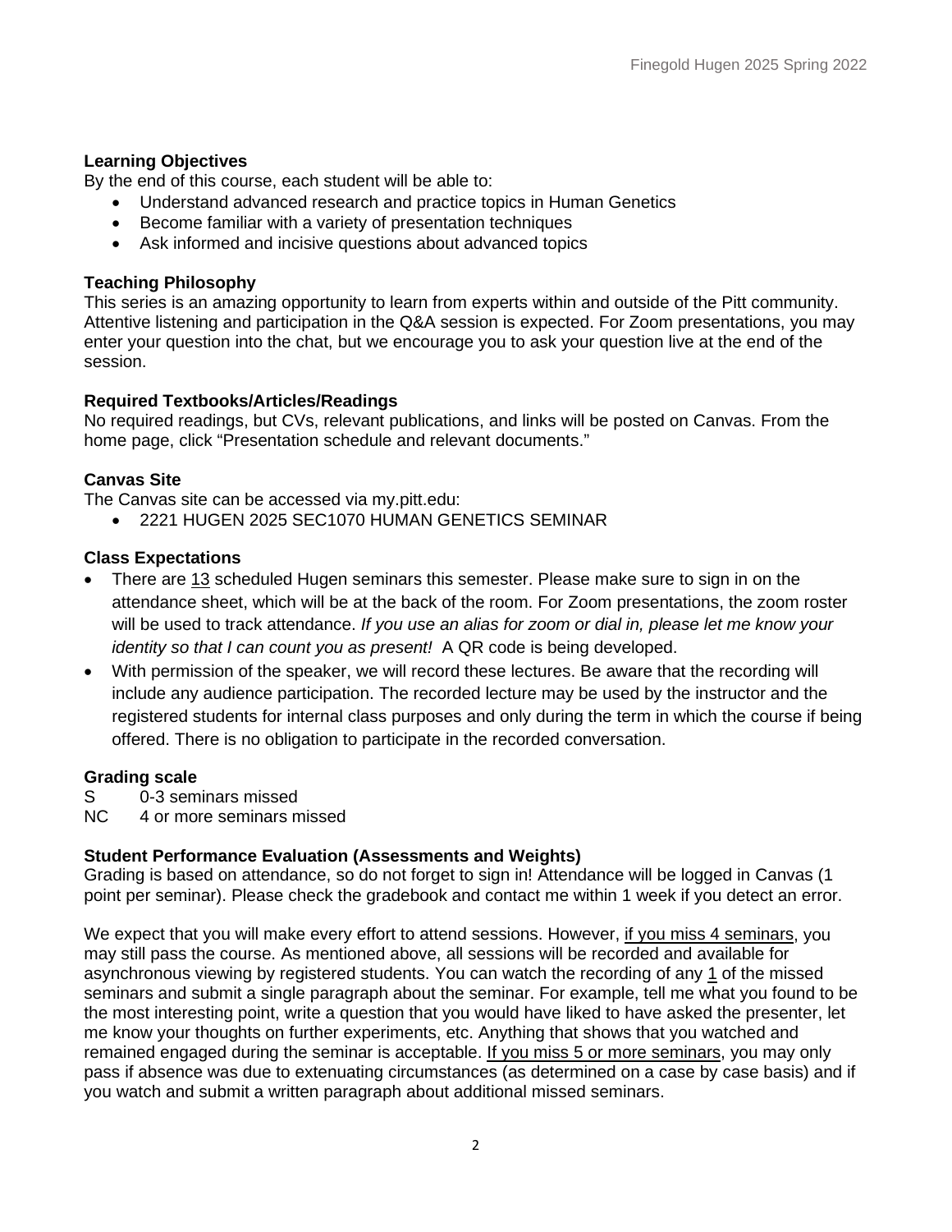### Learning Objectives

By the end of this course, each student will be able to:

- Understand advanced research and practice topics in Human Genetics
- Become familiar with a variety of presentation techniques
- Ask informed and incisive questions about advanced topics

### Teaching Philosophy

This series is an amazing opportunity to learn from experts within and outside of the Pitt community. Attentive listening and participation in the Q&A session is expected. For Zoom presentations, you may enter your question into the chat, but we encourage you to ask your question live at the end of the session.

### Required Textbooks/Articles/Readings

No required readings, but CVs, relevant publications, and links will be posted on Canvas. From the home page, click "Presentation schedule and relevant documents."

### Canvas Site

The Canvas site can be accessed via my.pitt.edu:

- 2221 HUGEN 2025 SEC1070 HUMAN GENETICS SEMINAR

### Class Expectations

- There are 13 scheduled Hugen seminars this semester. Please make sure to sign in on the attendance sheet, which will be at the back of the room. For Zoom presentations, the zoom roster will be used to track attendance. *If you use an alias for zoom or dial in, please let me know your identity so that I can count you as present!* A QR code is being developed.
- With permission of the speaker, we will record these lectures. Be aware that the recording will include any audience participation. The recorded lecture may be used by the instructor and the registered students for internal class purposes and only during the term in which the course if being offered. There is no obligation to participate in the recorded conversation.

### Grading scale

S 0-3 seminars missed
NC 4 or more seminars missed

### Student Performance Evaluation (Assessments and Weights)

Grading is based on attendance, so do not forget to sign in! Attendance will be logged in Canvas (1 point per seminar). Please check the gradebook and contact me within 1 week if you detect an error.

We expect that you will make every effort to attend sessions. However, if you miss 4 seminars, you may still pass the course. As mentioned above, all sessions will be recorded and available for asynchronous viewing by registered students. You can watch the recording of any 1 of the missed seminars and submit a single paragraph about the seminar. For example, tell me what you found to be the most interesting point, write a question that you would have liked to have asked the presenter, let me know your thoughts on further experiments, etc. Anything that shows that you watched and remained engaged during the seminar is acceptable. If you miss 5 or more seminars, you may only pass if absence was due to extenuating circumstances (as determined on a case by case basis) and if you watch and submit a written paragraph about additional missed seminars.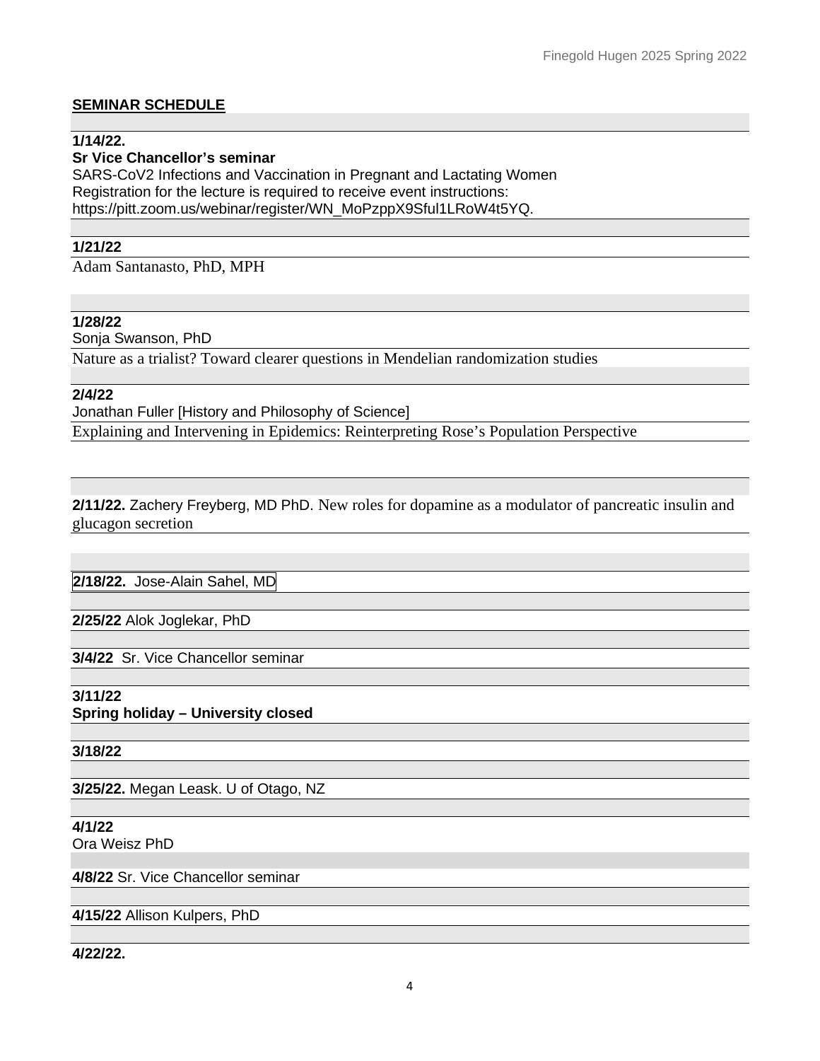## SEMINAR SCHEDULE

**1/14/22.**
**Sr Vice Chancellor's seminar**
SARS-CoV2 Infections and Vaccination in Pregnant and Lactating Women
Registration for the lecture is required to receive event instructions:
https://pitt.zoom.us/webinar/register/WN_MoPzppX9Sful1LRoW4t5YQ.

**1/21/22**
Adam Santanasto, PhD, MPH

**1/28/22**
Sonja Swanson, PhD
Nature as a trialist? Toward clearer questions in Mendelian randomization studies

**2/4/22**
Jonathan Fuller [History and Philosophy of Science]
Explaining and Intervening in Epidemics: Reinterpreting Rose's Population Perspective

**2/11/22.** Zachery Freyberg, MD PhD. New roles for dopamine as a modulator of pancreatic insulin and glucagon secretion

**2/18/22.** Jose-Alain Sahel, MD

**2/25/22** Alok Joglekar, PhD

**3/4/22** Sr. Vice Chancellor seminar

**3/11/22**
**Spring holiday – University closed**

**3/18/22**

**3/25/22.** Megan Leask. U of Otago, NZ

**4/1/22**
Ora Weisz PhD

**4/8/22** Sr. Vice Chancellor seminar

**4/15/22** Allison Kulpers, PhD

**4/22/22.**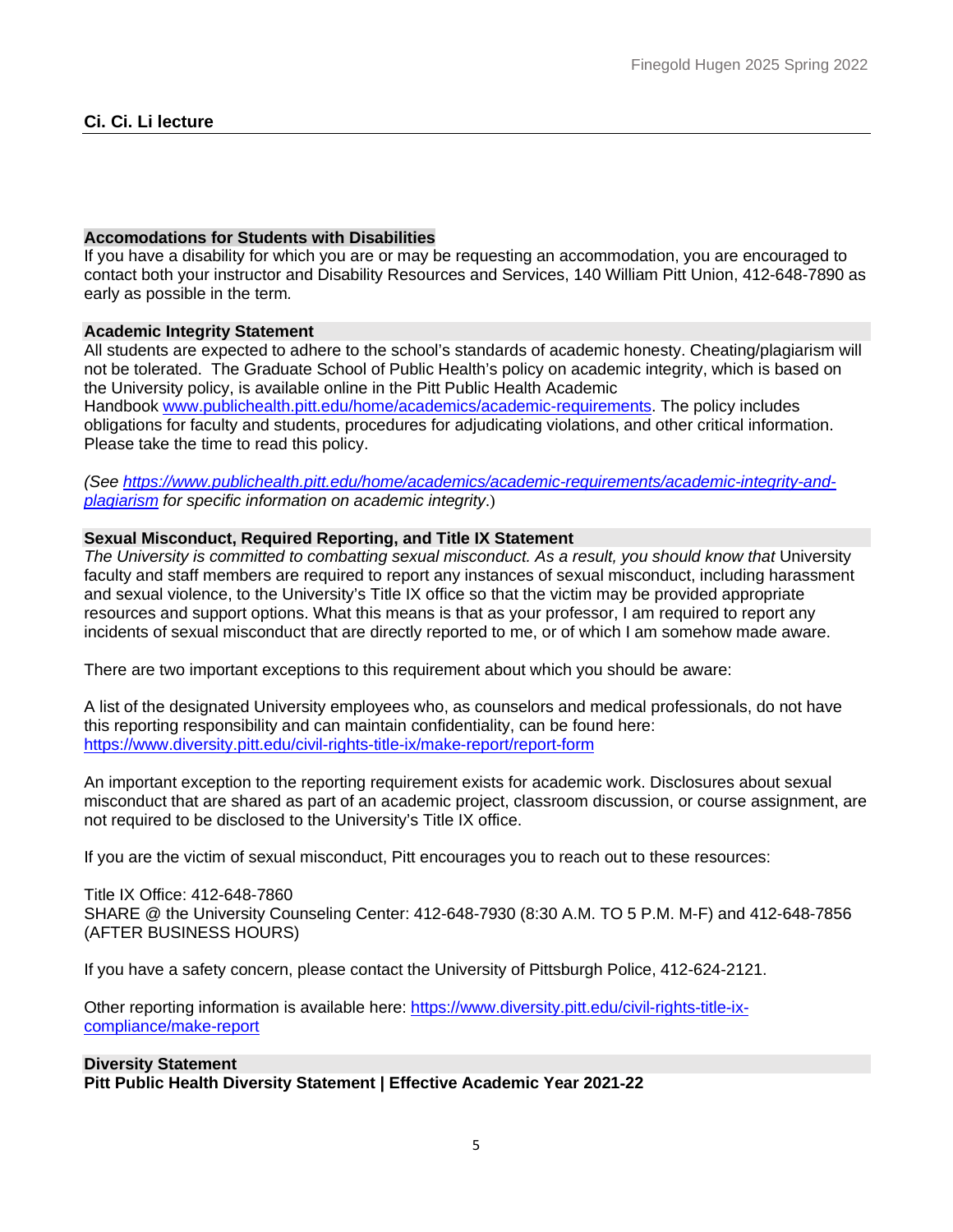## Ci. Ci. Li lecture

### Accomodations for Students with Disabilities

If you have a disability for which you are or may be requesting an accommodation, you are encouraged to contact both your instructor and Disability Resources and Services, 140 William Pitt Union, 412-648-7890 as early as possible in the term.

### Academic Integrity Statement

All students are expected to adhere to the school's standards of academic honesty. Cheating/plagiarism will not be tolerated. The Graduate School of Public Health's policy on academic integrity, which is based on the University policy, is available online in the Pitt Public Health Academic Handbook [www.publichealth.pitt.edu/home/academics/academic-requirements](www.publichealth.pitt.edu/home/academics/academic-requirements). The policy includes obligations for faculty and students, procedures for adjudicating violations, and other critical information. Please take the time to read this policy.

*(See [https://www.publichealth.pitt.edu/home/academics/academic-requirements/academic-integrity-and-plagiarism](https://www.publichealth.pitt.edu/home/academics/academic-requirements/academic-integrity-and-plagiarism) for specific information on academic integrity.)*

### Sexual Misconduct, Required Reporting, and Title IX Statement

*The University is committed to combatting sexual misconduct. As a result, you should know that* University faculty and staff members are required to report any instances of sexual misconduct, including harassment and sexual violence, to the University's Title IX office so that the victim may be provided appropriate resources and support options. What this means is that as your professor, I am required to report any incidents of sexual misconduct that are directly reported to me, or of which I am somehow made aware.

There are two important exceptions to this requirement about which you should be aware:

A list of the designated University employees who, as counselors and medical professionals, do not have this reporting responsibility and can maintain confidentiality, can be found here: [https://www.diversity.pitt.edu/civil-rights-title-ix/make-report/report-form](https://www.diversity.pitt.edu/civil-rights-title-ix/make-report/report-form)

An important exception to the reporting requirement exists for academic work. Disclosures about sexual misconduct that are shared as part of an academic project, classroom discussion, or course assignment, are not required to be disclosed to the University's Title IX office.

If you are the victim of sexual misconduct, Pitt encourages you to reach out to these resources:

Title IX Office: 412-648-7860
SHARE @ the University Counseling Center: 412-648-7930 (8:30 A.M. TO 5 P.M. M-F) and 412-648-7856 (AFTER BUSINESS HOURS)

If you have a safety concern, please contact the University of Pittsburgh Police, 412-624-2121.

Other reporting information is available here: [https://www.diversity.pitt.edu/civil-rights-title-ix-compliance/make-report](https://www.diversity.pitt.edu/civil-rights-title-ix-compliance/make-report)

### Diversity Statement

**Pitt Public Health Diversity Statement | Effective Academic Year 2021-22**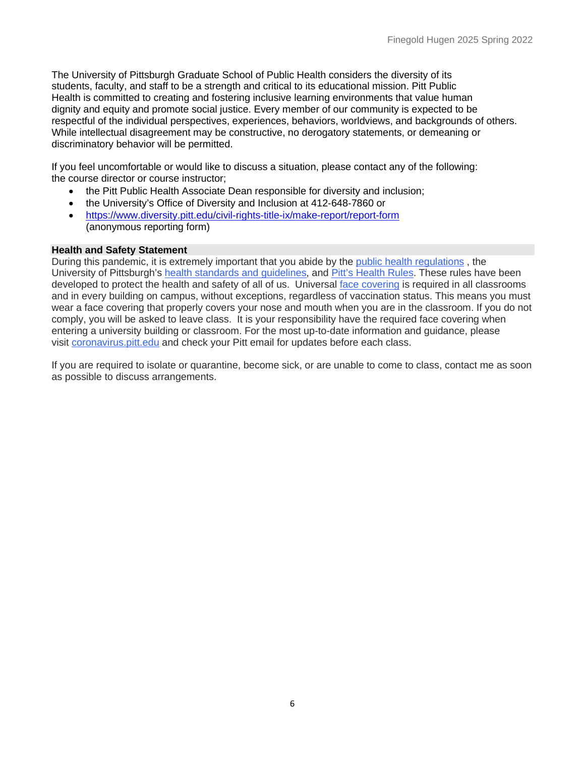The University of Pittsburgh Graduate School of Public Health considers the diversity of its students, faculty, and staff to be a strength and critical to its educational mission. Pitt Public Health is committed to creating and fostering inclusive learning environments that value human dignity and equity and promote social justice. Every member of our community is expected to be respectful of the individual perspectives, experiences, behaviors, worldviews, and backgrounds of others. While intellectual disagreement may be constructive, no derogatory statements, or demeaning or discriminatory behavior will be permitted.

If you feel uncomfortable or would like to discuss a situation, please contact any of the following: the course director or course instructor;

- the Pitt Public Health Associate Dean responsible for diversity and inclusion;
- the University's Office of Diversity and Inclusion at 412-648-7860 or
- https://www.diversity.pitt.edu/civil-rights-title-ix/make-report/report-form (anonymous reporting form)

**Health and Safety Statement**

During this pandemic, it is extremely important that you abide by the public health regulations , the University of Pittsburgh's health standards and guidelines, and Pitt's Health Rules. These rules have been developed to protect the health and safety of all of us. Universal face covering is required in all classrooms and in every building on campus, without exceptions, regardless of vaccination status. This means you must wear a face covering that properly covers your nose and mouth when you are in the classroom. If you do not comply, you will be asked to leave class. It is your responsibility have the required face covering when entering a university building or classroom. For the most up-to-date information and guidance, please visit coronavirus.pitt.edu and check your Pitt email for updates before each class.

If you are required to isolate or quarantine, become sick, or are unable to come to class, contact me as soon as possible to discuss arrangements.